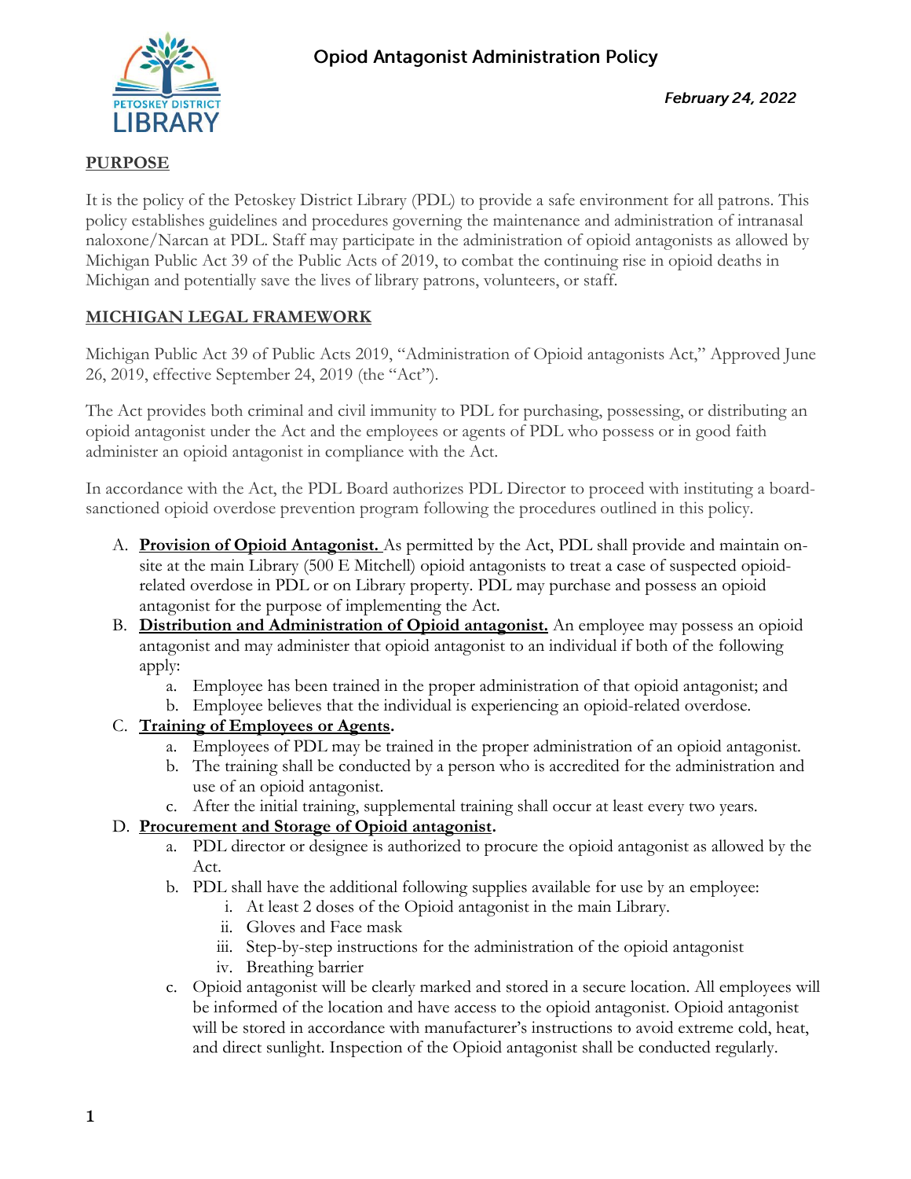# Opiod Antagonist Administration Policy

*February 24, 2022*

## PURPOSE

It is the policy of the Petoskey District Library (PDL) to provide a safe environment for all patrons. This policy establishes guidelines and procedures governing the maintenance and administration of intranasal naloxone/Narcan at PDL. Staff may participate in the administration of opioid antagonists as allowed by Michigan Public Act 39 of the Public Acts of 2019, to combat the continuing rise in opioid deaths in Michigan and potentially save the lives of library patrons, volunteers, or staff.

## MICHIGAN LEGAL FRAMEWORK

Michigan Public Act 39 of Public Acts 2019, "Administration of Opioid antagonists Act," Approved June 26, 2019, effective September 24, 2019 (the "Act").

The Act provides both criminal and civil immunity to PDL for purchasing, possessing, or distributing an opioid antagonist under the Act and the employees or agents of PDL who possess or in good faith administer an opioid antagonist in compliance with the Act.

In accordance with the Act, the PDL Board authorizes PDL Director to proceed with instituting a board-sanctioned opioid overdose prevention program following the procedures outlined in this policy.

A. **Provision of Opioid Antagonist.** As permitted by the Act, PDL shall provide and maintain on-site at the main Library (500 E Mitchell) opioid antagonists to treat a case of suspected opioid-related overdose in PDL or on Library property. PDL may purchase and possess an opioid antagonist for the purpose of implementing the Act.

B. **Distribution and Administration of Opioid antagonist.** An employee may possess an opioid antagonist and may administer that opioid antagonist to an individual if both of the following apply:
   a. Employee has been trained in the proper administration of that opioid antagonist; and
   b. Employee believes that the individual is experiencing an opioid-related overdose.

C. **Training of Employees or Agents.**
   a. Employees of PDL may be trained in the proper administration of an opioid antagonist.
   b. The training shall be conducted by a person who is accredited for the administration and use of an opioid antagonist.
   c. After the initial training, supplemental training shall occur at least every two years.

D. **Procurement and Storage of Opioid antagonist.**
   a. PDL director or designee is authorized to procure the opioid antagonist as allowed by the Act.
   b. PDL shall have the additional following supplies available for use by an employee:
      i. At least 2 doses of the Opioid antagonist in the main Library.
      ii. Gloves and Face mask
      iii. Step-by-step instructions for the administration of the opioid antagonist
      iv. Breathing barrier
   c. Opioid antagonist will be clearly marked and stored in a secure location. All employees will be informed of the location and have access to the opioid antagonist. Opioid antagonist will be stored in accordance with manufacturer's instructions to avoid extreme cold, heat, and direct sunlight. Inspection of the Opioid antagonist shall be conducted regularly.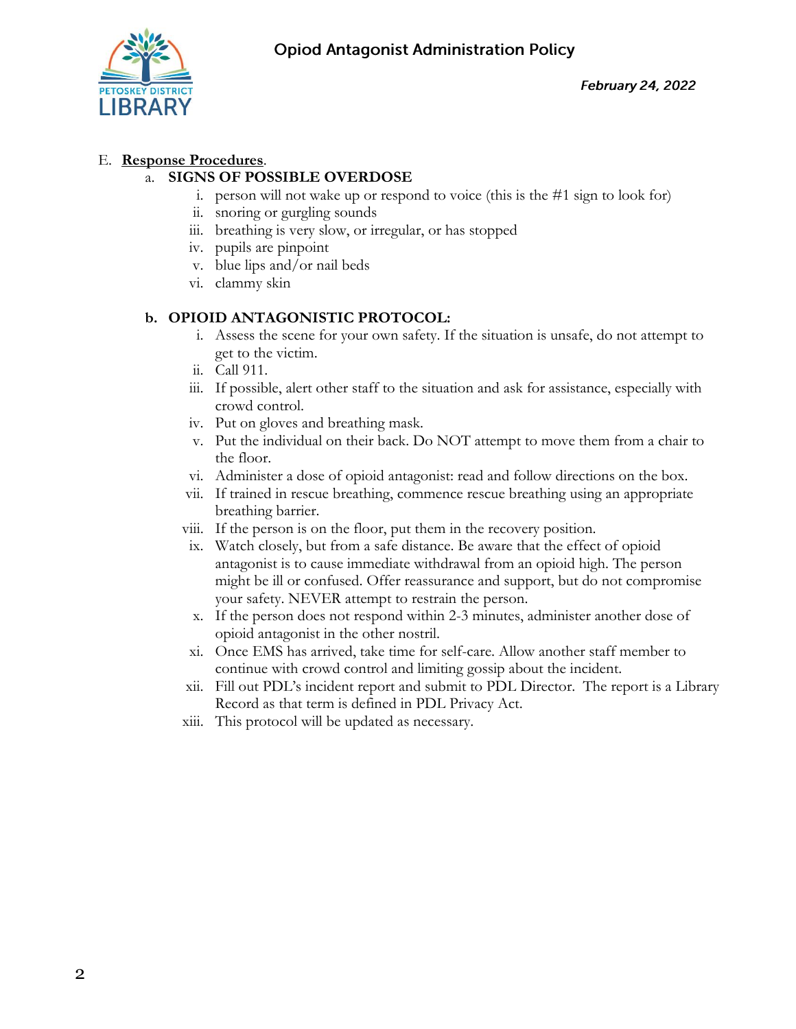E. **Response Procedures**.

a. **SIGNS OF POSSIBLE OVERDOSE**

i. person will not wake up or respond to voice (this is the #1 sign to look for)
ii. snoring or gurgling sounds
iii. breathing is very slow, or irregular, or has stopped
iv. pupils are pinpoint
v. blue lips and/or nail beds
vi. clammy skin

b. **OPIOID ANTAGONISTIC PROTOCOL:**

i. Assess the scene for your own safety. If the situation is unsafe, do not attempt to get to the victim.
ii. Call 911.
iii. If possible, alert other staff to the situation and ask for assistance, especially with crowd control.
iv. Put on gloves and breathing mask.
v. Put the individual on their back. Do NOT attempt to move them from a chair to the floor.
vi. Administer a dose of opioid antagonist: read and follow directions on the box.
vii. If trained in rescue breathing, commence rescue breathing using an appropriate breathing barrier.
viii. If the person is on the floor, put them in the recovery position.
ix. Watch closely, but from a safe distance. Be aware that the effect of opioid antagonist is to cause immediate withdrawal from an opioid high. The person might be ill or confused. Offer reassurance and support, but do not compromise your safety. NEVER attempt to restrain the person.
x. If the person does not respond within 2-3 minutes, administer another dose of opioid antagonist in the other nostril.
xi. Once EMS has arrived, take time for self-care. Allow another staff member to continue with crowd control and limiting gossip about the incident.
xii. Fill out PDL's incident report and submit to PDL Director. The report is a Library Record as that term is defined in PDL Privacy Act.
xiii. This protocol will be updated as necessary.